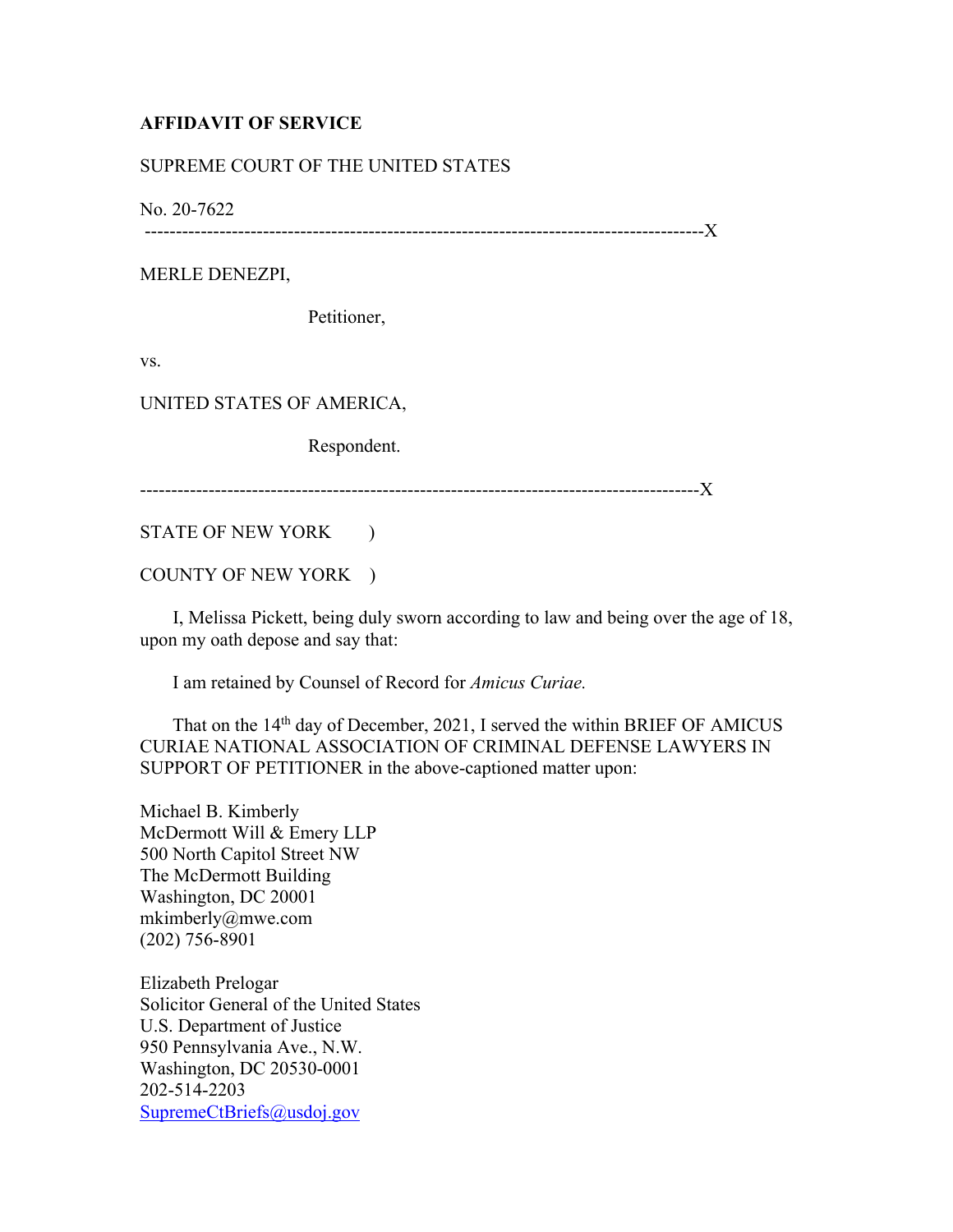**AFFIDAVIT OF SERVICE**

SUPREME COURT OF THE UNITED STATES

No. 20-7622

------------------------------------------------------------------------------------------X

MERLE DENEZPI,

Petitioner,

vs.

UNITED STATES OF AMERICA,

Respondent.

------------------------------------------------------------------------------------------X

STATE OF NEW YORK )

COUNTY OF NEW YORK )

I, Melissa Pickett, being duly sworn according to law and being over the age of 18, upon my oath depose and say that:

I am retained by Counsel of Record for *Amicus Curiae.*

That on the 14th day of December, 2021, I served the within BRIEF OF AMICUS CURIAE NATIONAL ASSOCIATION OF CRIMINAL DEFENSE LAWYERS IN SUPPORT OF PETITIONER in the above-captioned matter upon:

Michael B. Kimberly
McDermott Will & Emery LLP
500 North Capitol Street NW
The McDermott Building
Washington, DC 20001
mkimberly@mwe.com
(202) 756-8901

Elizabeth Prelogar
Solicitor General of the United States
U.S. Department of Justice
950 Pennsylvania Ave., N.W.
Washington, DC 20530-0001
202-514-2203
SupremeCtBriefs@usdoj.gov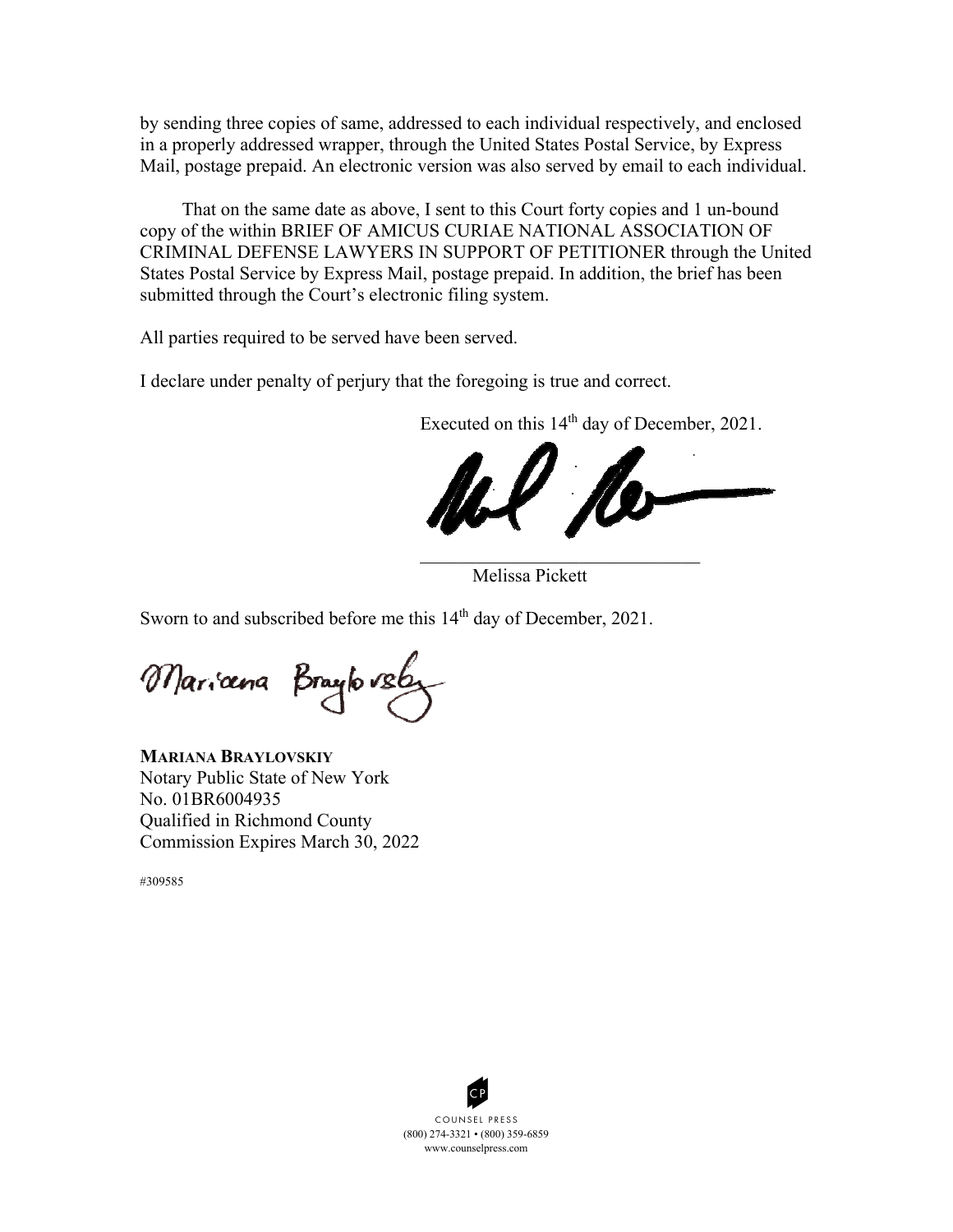by sending three copies of same, addressed to each individual respectively, and enclosed in a properly addressed wrapper, through the United States Postal Service, by Express Mail, postage prepaid. An electronic version was also served by email to each individual.

That on the same date as above, I sent to this Court forty copies and 1 un-bound copy of the within BRIEF OF AMICUS CURIAE NATIONAL ASSOCIATION OF CRIMINAL DEFENSE LAWYERS IN SUPPORT OF PETITIONER through the United States Postal Service by Express Mail, postage prepaid. In addition, the brief has been submitted through the Court's electronic filing system.

All parties required to be served have been served.

I declare under penalty of perjury that the foregoing is true and correct.

Executed on this 14th day of December, 2021.

\_\_\_\_\_\_\_\_\_\_\_\_\_\_\_\_\_\_\_\_\_\_\_\_\_\_\_\_\_\_

Melissa Pickett

Sworn to and subscribed before me this 14th day of December, 2021.

**MARIANA BRAYLOVSKIY**
Notary Public State of New York
No. 01BR6004935
Qualified in Richmond County
Commission Expires March 30, 2022

#309585

COUNSEL PRESS
(800) 274-3321 • (800) 359-6859
www.counselpress.com